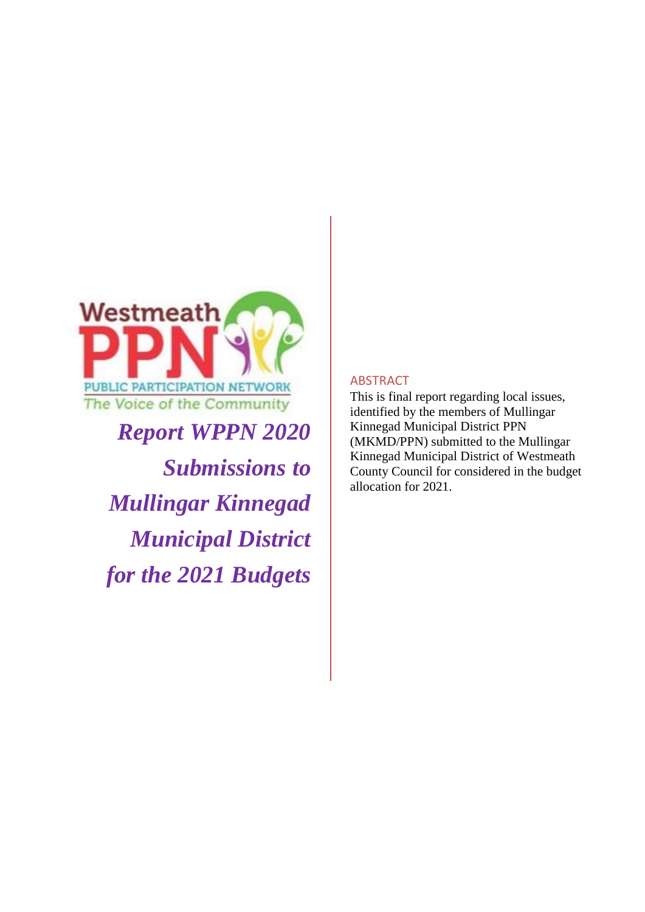Westmeath PPN

PUBLIC PARTICIPATION NETWORK

The Voice of the Community

# *Report WPPN 2020 Submissions to Mullingar Kinnegad Municipal District for the 2021 Budgets*

## ABSTRACT

This is final report regarding local issues, identified by the members of Mullingar Kinnegad Municipal District PPN (MKMD/PPN) submitted to the Mullingar Kinnegad Municipal District of Westmeath County Council for considered in the budget allocation for 2021.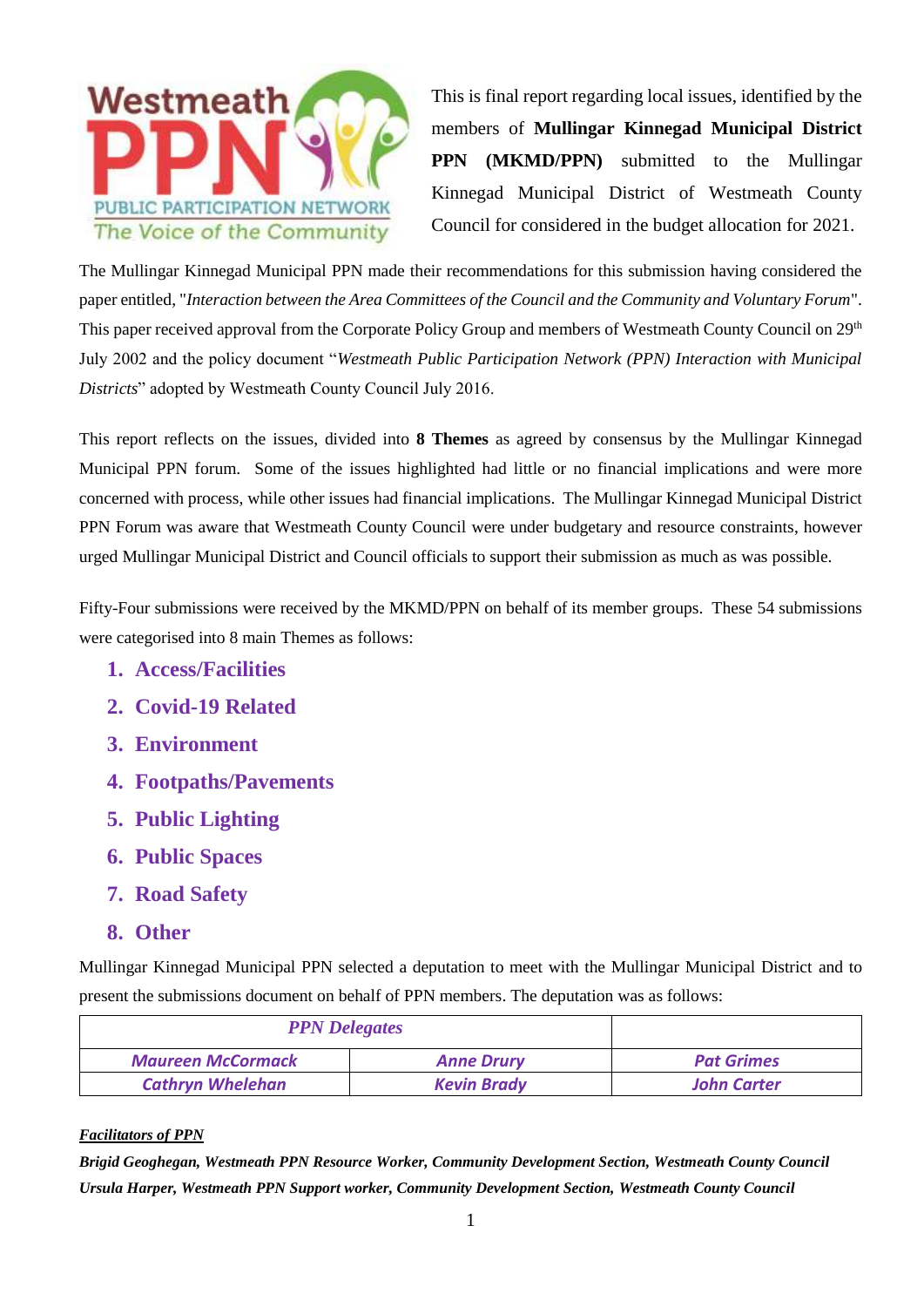This is final report regarding local issues, identified by the members of **Mullingar Kinnegad Municipal District PPN (MKMD/PPN)** submitted to the Mullingar Kinnegad Municipal District of Westmeath County Council for considered in the budget allocation for 2021.

The Mullingar Kinnegad Municipal PPN made their recommendations for this submission having considered the paper entitled, "*Interaction between the Area Committees of the Council and the Community and Voluntary Forum*". This paper received approval from the Corporate Policy Group and members of Westmeath County Council on 29th July 2002 and the policy document "*Westmeath Public Participation Network (PPN) Interaction with Municipal Districts*" adopted by Westmeath County Council July 2016.

This report reflects on the issues, divided into **8 Themes** as agreed by consensus by the Mullingar Kinnegad Municipal PPN forum. Some of the issues highlighted had little or no financial implications and were more concerned with process, while other issues had financial implications. The Mullingar Kinnegad Municipal District PPN Forum was aware that Westmeath County Council were under budgetary and resource constraints, however urged Mullingar Municipal District and Council officials to support their submission as much as was possible.

Fifty-Four submissions were received by the MKMD/PPN on behalf of its member groups. These 54 submissions were categorised into 8 main Themes as follows:

1. **Access/Facilities**
2. **Covid-19 Related**
3. **Environment**
4. **Footpaths/Pavements**
5. **Public Lighting**
6. **Public Spaces**
7. **Road Safety**
8. **Other**

Mullingar Kinnegad Municipal PPN selected a deputation to meet with the Mullingar Municipal District and to present the submissions document on behalf of PPN members. The deputation was as follows:

| *PPN Delegates* | | |
|---|---|---|
| *Maureen McCormack* | *Anne Drury* | *Pat Grimes* |
| *Cathryn Whelehan* | *Kevin Brady* | *John Carter* |

***Facilitators of PPN***

***Brigid Geoghegan, Westmeath PPN Resource Worker, Community Development Section, Westmeath County Council***

***Ursula Harper, Westmeath PPN Support worker, Community Development Section, Westmeath County Council***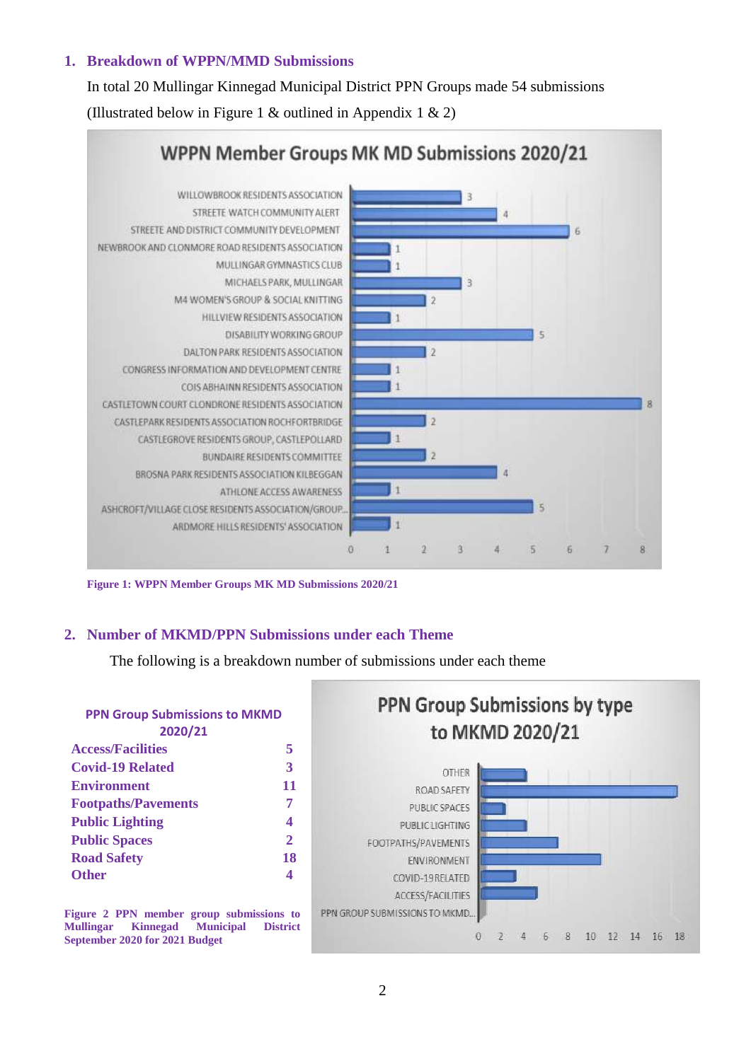## 1. Breakdown of WPPN/MMD Submissions

In total 20 Mullingar Kinnegad Municipal District PPN Groups made 54 submissions

(Illustrated below in Figure 1 & outlined in Appendix 1 & 2)

Figure 1: WPPN Member Groups MK MD Submissions 2020/21

## 2. Number of MKMD/PPN Submissions under each Theme

The following is a breakdown number of submissions under each theme

| PPN Group Submissions to MKMD 2020/21 | |
|---|---|
| Access/Facilities | 5 |
| Covid-19 Related | 3 |
| Environment | 11 |
| Footpaths/Pavements | 7 |
| Public Lighting | 4 |
| Public Spaces | 2 |
| Road Safety | 18 |
| Other | 4 |

Figure 2 PPN member group submissions to Mullingar Kinnegad Municipal District September 2020 for 2021 Budget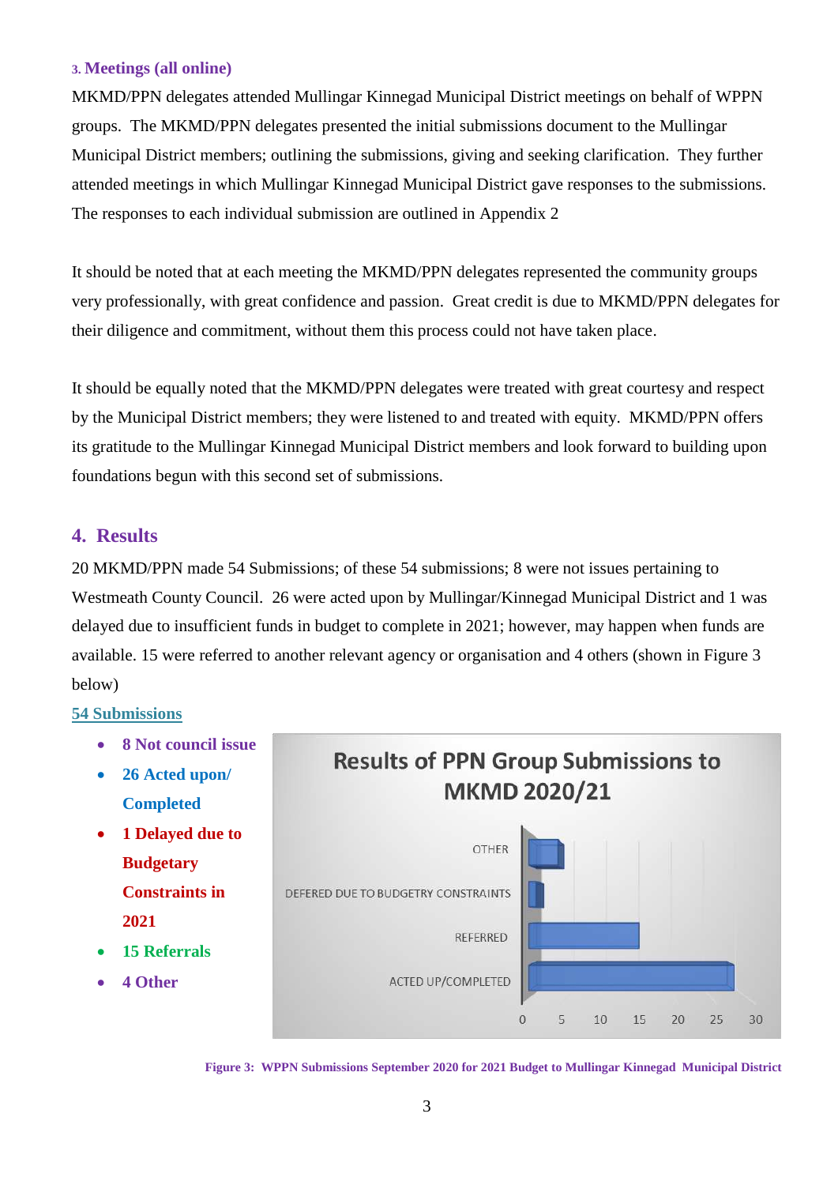### 3. Meetings (all online)

MKMD/PPN delegates attended Mullingar Kinnegad Municipal District meetings on behalf of WPPN groups. The MKMD/PPN delegates presented the initial submissions document to the Mullingar Municipal District members; outlining the submissions, giving and seeking clarification. They further attended meetings in which Mullingar Kinnegad Municipal District gave responses to the submissions. The responses to each individual submission are outlined in Appendix 2

It should be noted that at each meeting the MKMD/PPN delegates represented the community groups very professionally, with great confidence and passion. Great credit is due to MKMD/PPN delegates for their diligence and commitment, without them this process could not have taken place.

It should be equally noted that the MKMD/PPN delegates were treated with great courtesy and respect by the Municipal District members; they were listened to and treated with equity. MKMD/PPN offers its gratitude to the Mullingar Kinnegad Municipal District members and look forward to building upon foundations begun with this second set of submissions.

## 4. Results

20 MKMD/PPN made 54 Submissions; of these 54 submissions; 8 were not issues pertaining to Westmeath County Council. 26 were acted upon by Mullingar/Kinnegad Municipal District and 1 was delayed due to insufficient funds in budget to complete in 2021; however, may happen when funds are available. 15 were referred to another relevant agency or organisation and 4 others (shown in Figure 3 below)

**54 Submissions**

- **8 Not council issue**
- **26 Acted upon/ Completed**
- **1 Delayed due to Budgetary Constraints in 2021**
- **15 Referrals**
- **4 Other**

**Results of PPN Group Submissions to MKMD 2020/21**

| Category | Count |
|---|---|
| OTHER | 4 |
| DEFERED DUE TO BUDGETRY CONSTRAINTS | 1 |
| REFERRED | 15 |
| ACTED UP/COMPLETED | 26 |

**Figure 3: WPPN Submissions September 2020 for 2021 Budget to Mullingar Kinnegad Municipal District**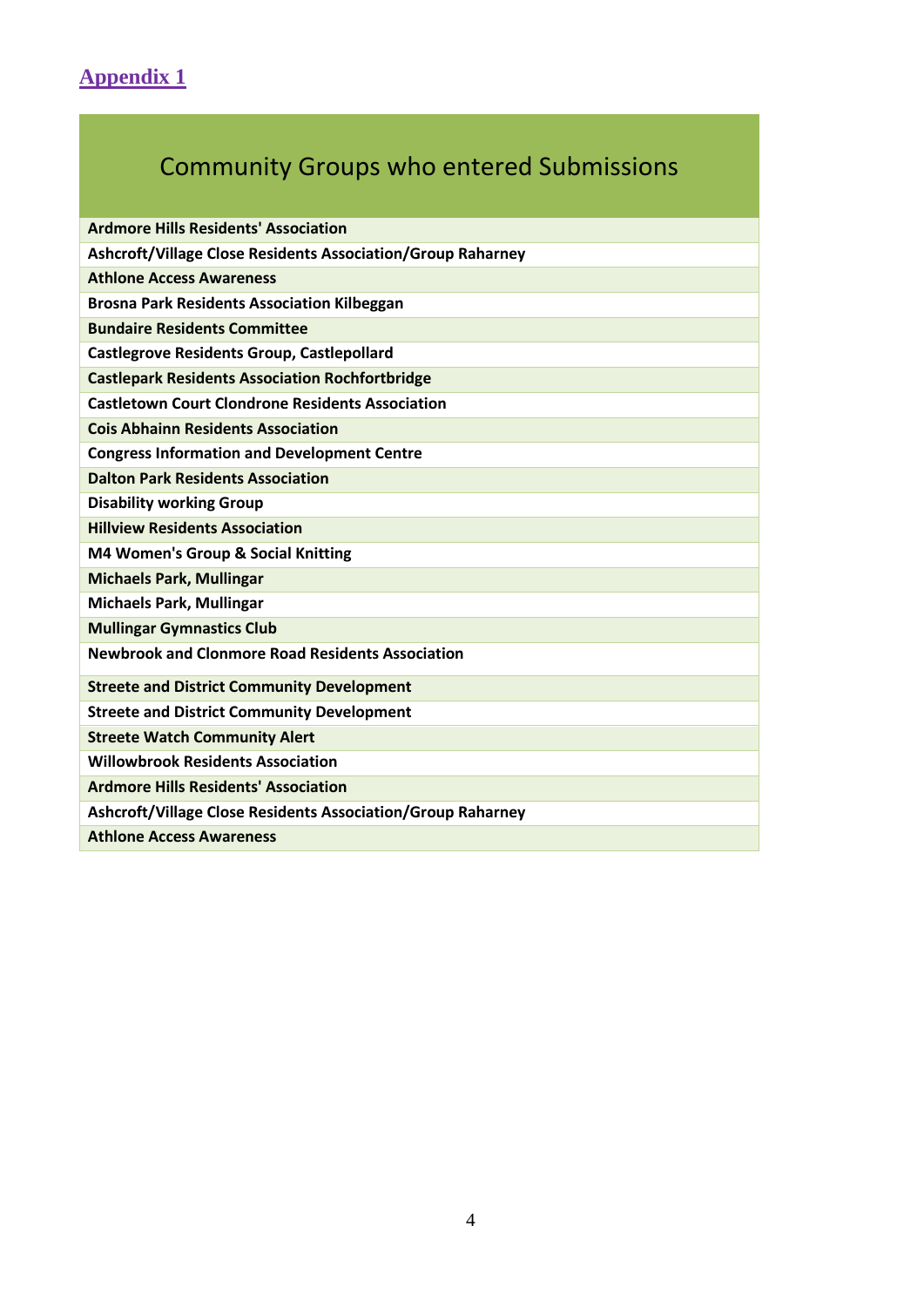## Appendix 1

| Community Groups who entered Submissions |
|---|
| **Ardmore Hills Residents' Association** |
| **Ashcroft/Village Close Residents Association/Group Raharney** |
| **Athlone Access Awareness** |
| **Brosna Park Residents Association Kilbeggan** |
| **Bundaire Residents Committee** |
| **Castlegrove Residents Group, Castlepollard** |
| **Castlepark Residents Association Rochfortbridge** |
| **Castletown Court Clondrone Residents Association** |
| **Cois Abhainn Residents Association** |
| **Congress Information and Development Centre** |
| **Dalton Park Residents Association** |
| **Disability working Group** |
| **Hillview Residents Association** |
| **M4 Women's Group & Social Knitting** |
| **Michaels Park, Mullingar** |
| **Michaels Park, Mullingar** |
| **Mullingar Gymnastics Club** |
| **Newbrook and Clonmore Road Residents Association** |
| **Streete and District Community Development** |
| **Streete and District Community Development** |
| **Streete Watch Community Alert** |
| **Willowbrook Residents Association** |
| **Ardmore Hills Residents' Association** |
| **Ashcroft/Village Close Residents Association/Group Raharney** |
| **Athlone Access Awareness** |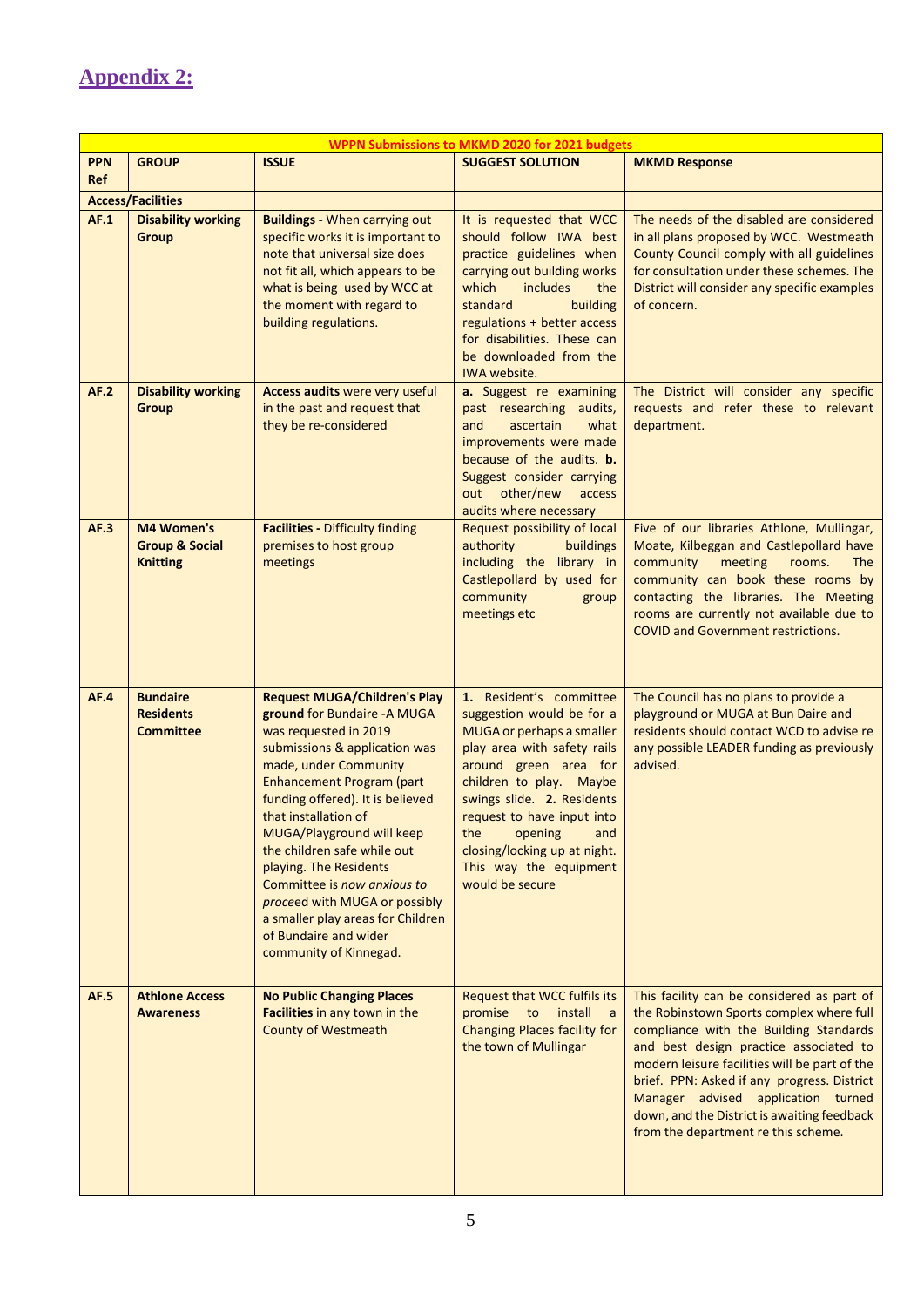## Appendix 2:

| WPPN Submissions to MKMD 2020 for 2021 budgets | | | | |
|---|---|---|---|---|
| **PPN Ref** | **GROUP** | **ISSUE** | **SUGGEST SOLUTION** | **MKMD Response** |
| **Access/Facilities** | | | | |
| **AF.1** | **Disability working Group** | **Buildings -** When carrying out specific works it is important to note that universal size does not fit all, which appears to be what is being used by WCC at the moment with regard to building regulations. | It is requested that WCC should follow IWA best practice guidelines when carrying out building works which includes the standard building regulations + better access for disabilities. These can be downloaded from the IWA website. | The needs of the disabled are considered in all plans proposed by WCC. Westmeath County Council comply with all guidelines for consultation under these schemes. The District will consider any specific examples of concern. |
| **AF.2** | **Disability working Group** | **Access audits** were very useful in the past and request that they be re-considered | **a.** Suggest re examining past researching audits, and ascertain what improvements were made because of the audits. **b.** Suggest consider carrying out other/new access audits where necessary | The District will consider any specific requests and refer these to relevant department. |
| **AF.3** | **M4 Women's Group & Social Knitting** | **Facilities -** Difficulty finding premises to host group meetings | Request possibility of local authority buildings including the library in Castlepollard by used for community group meetings etc | Five of our libraries Athlone, Mullingar, Moate, Kilbeggan and Castlepollard have community meeting rooms. The community can book these rooms by contacting the libraries. The Meeting rooms are currently not available due to COVID and Government restrictions. |
| **AF.4** | **Bundaire Residents Committee** | **Request MUGA/Children's Play ground** for Bundaire -A MUGA was requested in 2019 submissions & application was made, under Community Enhancement Program (part funding offered). It is believed that installation of MUGA/Playground will keep the children safe while out playing. The Residents Committee is *now anxious to proc*eed with MUGA or possibly a smaller play areas for Children of Bundaire and wider community of Kinnegad. | **1.** Resident's committee suggestion would be for a MUGA or perhaps a smaller play area with safety rails around green area for children to play. Maybe swings slide. **2.** Residents request to have input into the opening and closing/locking up at night. This way the equipment would be secure | The Council has no plans to provide a playground or MUGA at Bun Daire and residents should contact WCD to advise re any possible LEADER funding as previously advised. |
| **AF.5** | **Athlone Access Awareness** | **No Public Changing Places Facilities** in any town in the County of Westmeath | Request that WCC fulfils its promise to install a Changing Places facility for the town of Mullingar | This facility can be considered as part of the Robinstown Sports complex where full compliance with the Building Standards and best design practice associated to modern leisure facilities will be part of the brief. PPN: Asked if any progress. District Manager advised application turned down, and the District is awaiting feedback from the department re this scheme. |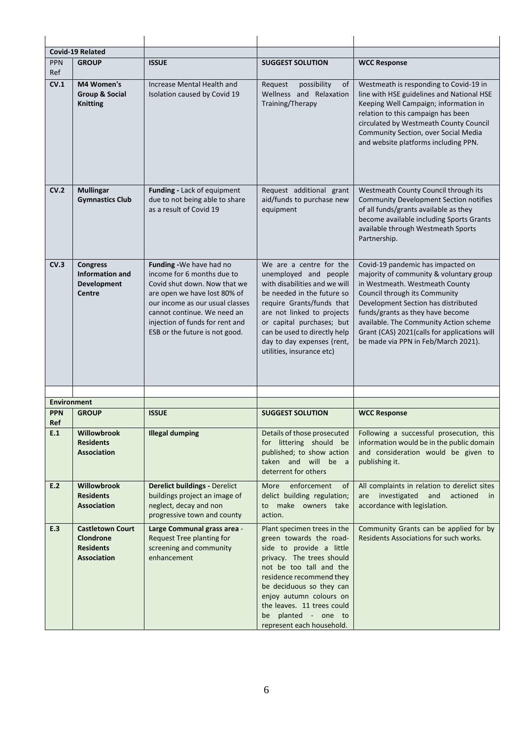| **Covid-19 Related** | | | | |
|---|---|---|---|---|
| PPN Ref | **GROUP** | **ISSUE** | **SUGGEST SOLUTION** | **WCC Response** |
| **CV.1** | **M4 Women's Group & Social Knitting** | Increase Mental Health and Isolation caused by Covid 19 | Request possibility of Wellness and Relaxation Training/Therapy | Westmeath is responding to Covid-19 in line with HSE guidelines and National HSE Keeping Well Campaign; information in relation to this campaign has been circulated by Westmeath County Council Community Section, over Social Media and website platforms including PPN. |
| **CV.2** | **Mullingar Gymnastics Club** | **Funding -** Lack of equipment due to not being able to share as a result of Covid 19 | Request additional grant aid/funds to purchase new equipment | Westmeath County Council through its Community Development Section notifies of all funds/grants available as they become available including Sports Grants available through Westmeath Sports Partnership. |
| **CV.3** | **Congress Information and Development Centre** | **Funding -**We have had no income for 6 months due to Covid shut down. Now that we are open we have lost 80% of our income as our usual classes cannot continue. We need an injection of funds for rent and ESB or the future is not good. | We are a centre for the unemployed and people with disabilities and we will be needed in the future so require Grants/funds that are not linked to projects or capital purchases; but can be used to directly help day to day expenses (rent, utilities, insurance etc) | Covid-19 pandemic has impacted on majority of community & voluntary group in Westmeath. Westmeath County Council through its Community Development Section has distributed funds/grants as they have become available. The Community Action scheme Grant (CAS) 2021(calls for applications will be made via PPN in Feb/March 2021). |

| **Environment** | | | | |
|---|---|---|---|---|
| **PPN Ref** | **GROUP** | **ISSUE** | **SUGGEST SOLUTION** | **WCC Response** |
| **E.1** | **Willowbrook Residents Association** | **Illegal dumping** | Details of those prosecuted for littering should be published; to show action taken and will be a deterrent for others | Following a successful prosecution, this information would be in the public domain and consideration would be given to publishing it. |
| **E.2** | **Willowbrook Residents Association** | **Derelict buildings -** Derelict buildings project an image of neglect, decay and non progressive town and county | More enforcement of delict building regulation; to make owners take action. | All complaints in relation to derelict sites are investigated and actioned in accordance with legislation. |
| **E.3** | **Castletown Court Clondrone Residents Association** | **Large Communal grass area -** Request Tree planting for screening and community enhancement | Plant specimen trees in the green towards the road-side to provide a little privacy. The trees should not be too tall and the residence recommend they be deciduous so they can enjoy autumn colours on the leaves. 11 trees could be planted - one to represent each household. | Community Grants can be applied for by Residents Associations for such works. |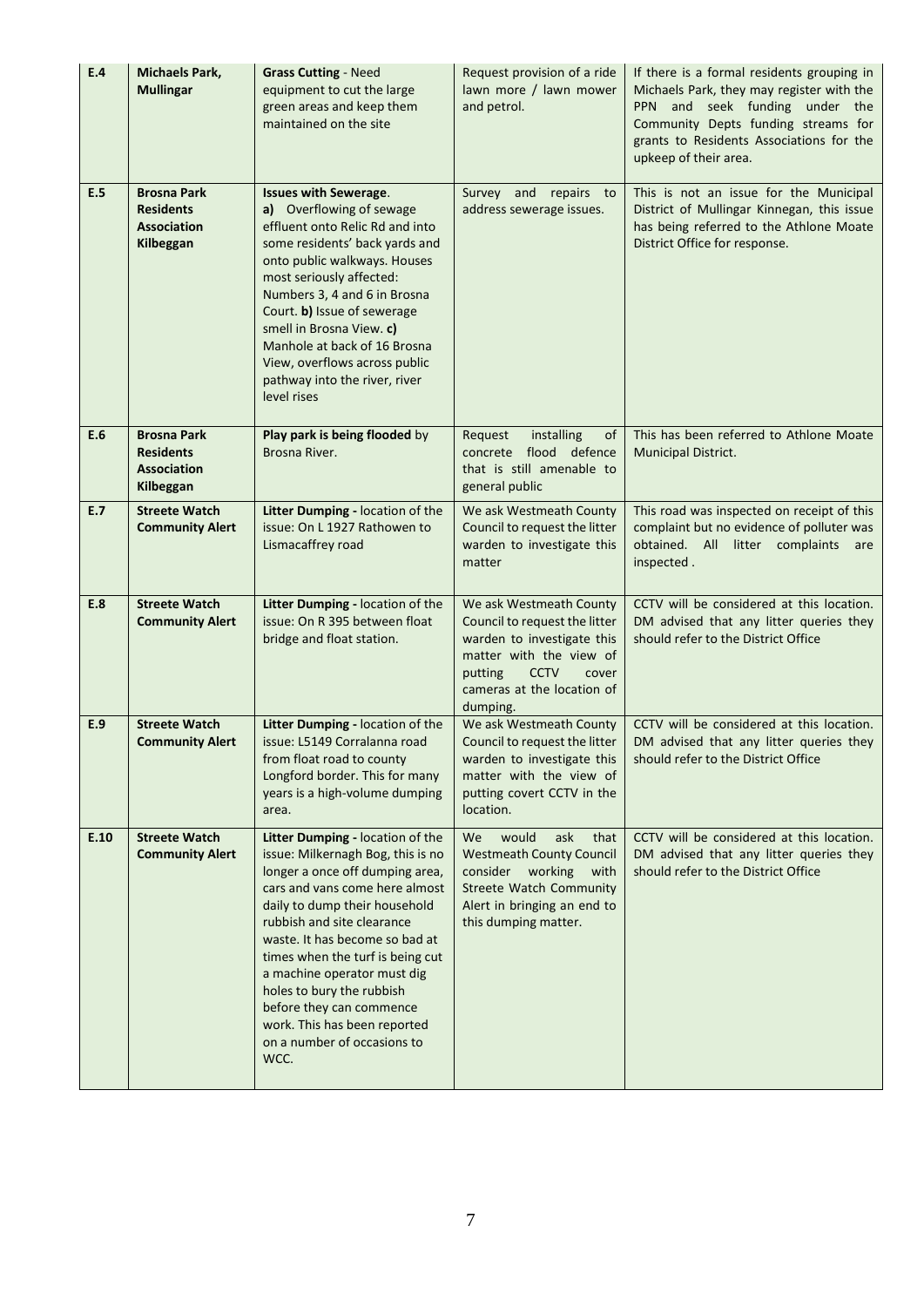| | | | | |
|---|---|---|---|---|
| **E.4** | **Michaels Park, Mullingar** | **Grass Cutting** - Need equipment to cut the large green areas and keep them maintained on the site | Request provision of a ride lawn more / lawn mower and petrol. | If there is a formal residents grouping in Michaels Park, they may register with the PPN and seek funding under the Community Depts funding streams for grants to Residents Associations for the upkeep of their area. |
| **E.5** | **Brosna Park Residents Association Kilbeggan** | **Issues with Sewerage**. **a)** Overflowing of sewage effluent onto Relic Rd and into some residents' back yards and onto public walkways. Houses most seriously affected: Numbers 3, 4 and 6 in Brosna Court. **b)** Issue of sewerage smell in Brosna View. **c)** Manhole at back of 16 Brosna View, overflows across public pathway into the river, river level rises | Survey and repairs to address sewerage issues. | This is not an issue for the Municipal District of Mullingar Kinnegan, this issue has being referred to the Athlone Moate District Office for response. |
| **E.6** | **Brosna Park Residents Association Kilbeggan** | **Play park is being flooded** by Brosna River. | Request installing of concrete flood defence that is still amenable to general public | This has been referred to Athlone Moate Municipal District. |
| **E.7** | **Streete Watch Community Alert** | **Litter Dumping** - location of the issue: On L 1927 Rathowen to Lismacaffrey road | We ask Westmeath County Council to request the litter warden to investigate this matter | This road was inspected on receipt of this complaint but no evidence of polluter was obtained. All litter complaints are inspected . |
| **E.8** | **Streete Watch Community Alert** | **Litter Dumping** - location of the issue: On R 395 between float bridge and float station. | We ask Westmeath County Council to request the litter warden to investigate this matter with the view of putting CCTV cover cameras at the location of dumping. | CCTV will be considered at this location. DM advised that any litter queries they should refer to the District Office |
| **E.9** | **Streete Watch Community Alert** | **Litter Dumping** - location of the issue: L5149 Corralanna road from float road to county Longford border. This for many years is a high-volume dumping area. | We ask Westmeath County Council to request the litter warden to investigate this matter with the view of putting covert CCTV in the location. | CCTV will be considered at this location. DM advised that any litter queries they should refer to the District Office |
| **E.10** | **Streete Watch Community Alert** | **Litter Dumping** - location of the issue: Milkernagh Bog, this is no longer a once off dumping area, cars and vans come here almost daily to dump their household rubbish and site clearance waste. It has become so bad at times when the turf is being cut a machine operator must dig holes to bury the rubbish before they can commence work. This has been reported on a number of occasions to WCC. | We would ask that Westmeath County Council consider working with Streete Watch Community Alert in bringing an end to this dumping matter. | CCTV will be considered at this location. DM advised that any litter queries they should refer to the District Office |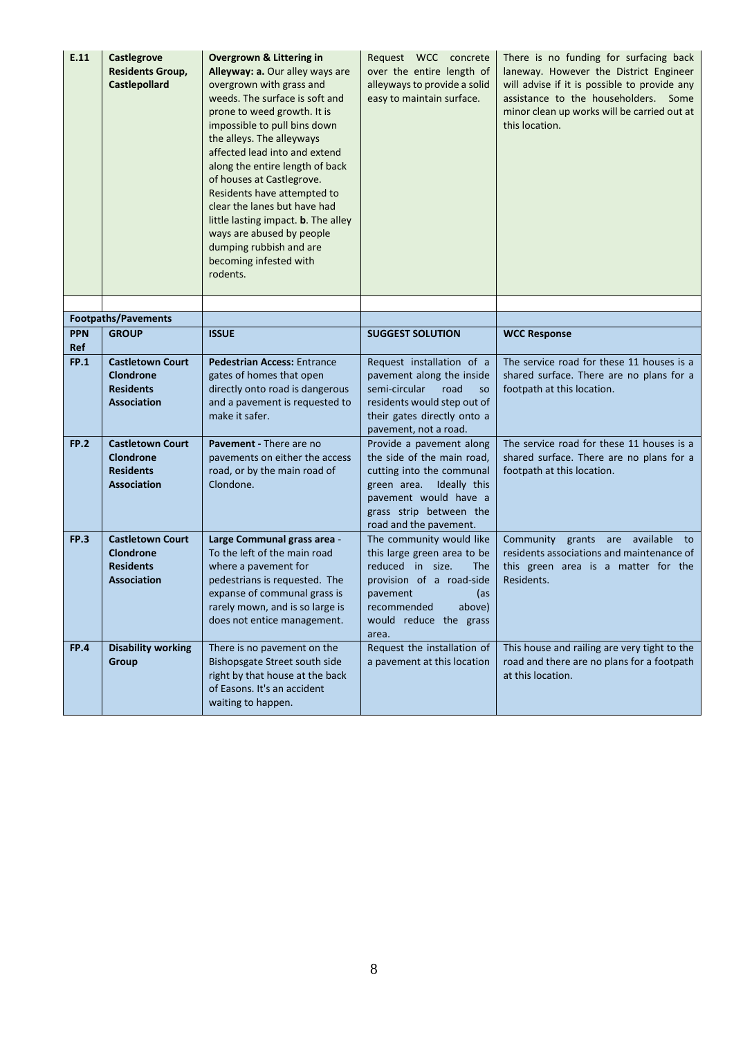| E.11 | **Castlegrove Residents Group, Castlepollard** | **Overgrown & Littering in Alleyway: a.** Our alley ways are overgrown with grass and weeds. The surface is soft and prone to weed growth. It is impossible to pull bins down the alleys. The alleyways affected lead into and extend along the entire length of back of houses at Castlegrove. Residents have attempted to clear the lanes but have had little lasting impact. **b**. The alley ways are abused by people dumping rubbish and are becoming infested with rodents. | Request WCC concrete over the entire length of alleyways to provide a solid easy to maintain surface. | There is no funding for surfacing back laneway. However the District Engineer will advise if it is possible to provide any assistance to the householders. Some minor clean up works will be carried out at this location. |
|---|---|---|---|---|
| | | | | |
| | **Footpaths/Pavements** | | | |
| **PPN Ref** | **GROUP** | **ISSUE** | **SUGGEST SOLUTION** | **WCC Response** |
| **FP.1** | **Castletown Court Clondrone Residents Association** | **Pedestrian Access:** Entrance gates of homes that open directly onto road is dangerous and a pavement is requested to make it safer. | Request installation of a pavement along the inside semi-circular road so residents would step out of their gates directly onto a pavement, not a road. | The service road for these 11 houses is a shared surface. There are no plans for a footpath at this location. |
| **FP.2** | **Castletown Court Clondrone Residents Association** | **Pavement -** There are no pavements on either the access road, or by the main road of Clondone. | Provide a pavement along the side of the main road, cutting into the communal green area. Ideally this pavement would have a grass strip between the road and the pavement. | The service road for these 11 houses is a shared surface. There are no plans for a footpath at this location. |
| **FP.3** | **Castletown Court Clondrone Residents Association** | **Large Communal grass area** - To the left of the main road where a pavement for pedestrians is requested. The expanse of communal grass is rarely mown, and is so large is does not entice management. | The community would like this large green area to be reduced in size. The provision of a road-side pavement (as recommended above) would reduce the grass area. | Community grants are available to residents associations and maintenance of this green area is a matter for the Residents. |
| **FP.4** | **Disability working Group** | There is no pavement on the Bishopsgate Street south side right by that house at the back of Easons. It's an accident waiting to happen. | Request the installation of a pavement at this location | This house and railing are very tight to the road and there are no plans for a footpath at this location. |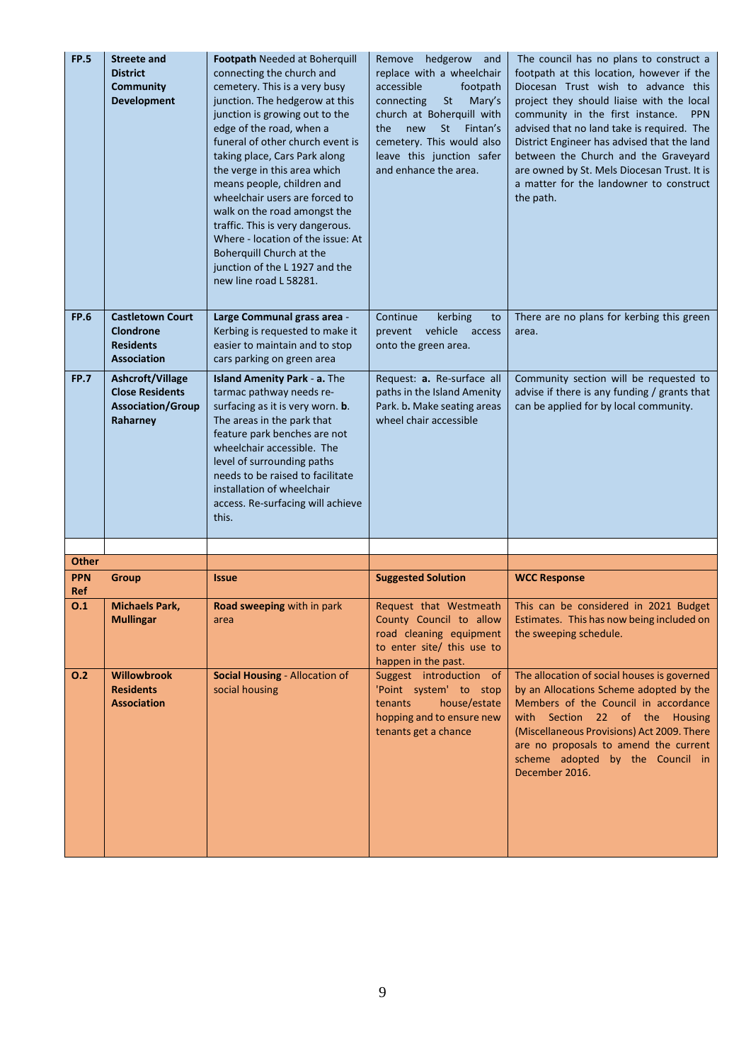| | | | | |
|---|---|---|---|---|
| **FP.5** | **Streete and District Community Development** | **Footpath** Needed at Boherquill connecting the church and cemetery. This is a very busy junction. The hedgerow at this junction is growing out to the edge of the road, when a funeral of other church event is taking place, Cars Park along the verge in this area which means people, children and wheelchair users are forced to walk on the road amongst the traffic. This is very dangerous. Where - location of the issue: At Boherquill Church at the junction of the L 1927 and the new line road L 58281. | Remove hedgerow and replace with a wheelchair accessible footpath connecting St Mary's church at Boherquill with the new St Fintan's cemetery. This would also leave this junction safer and enhance the area. | The council has no plans to construct a footpath at this location, however if the Diocesan Trust wish to advance this project they should liaise with the local community in the first instance. PPN advised that no land take is required. The District Engineer has advised that the land between the Church and the Graveyard are owned by St. Mels Diocesan Trust. It is a matter for the landowner to construct the path. |
| **FP.6** | **Castletown Court Clondrone Residents Association** | **Large Communal grass area** - Kerbing is requested to make it easier to maintain and to stop cars parking on green area | Continue kerbing to prevent vehicle access onto the green area. | There are no plans for kerbing this green area. |
| **FP.7** | **Ashcroft/Village Close Residents Association/Group Raharney** | **Island Amenity Park - a.** The tarmac pathway needs re-surfacing as it is very worn. **b.** The areas in the park that feature park benches are not wheelchair accessible. The level of surrounding paths needs to be raised to facilitate installation of wheelchair access. Re-surfacing will achieve this. | Request: **a.** Re-surface all paths in the Island Amenity Park. **b.** Make seating areas wheel chair accessible | Community section will be requested to advise if there is any funding / grants that can be applied for by local community. |
| | | | | |
| **Other** | | | | |
| **PPN Ref** | **Group** | **Issue** | **Suggested Solution** | **WCC Response** |
| **O.1** | **Michaels Park, Mullingar** | **Road sweeping** with in park area | Request that Westmeath County Council to allow road cleaning equipment to enter site/ this use to happen in the past. | This can be considered in 2021 Budget Estimates. This has now being included on the sweeping schedule. |
| **O.2** | **Willowbrook Residents Association** | **Social Housing** - Allocation of social housing | Suggest introduction of 'Point system' to stop tenants house/estate hopping and to ensure new tenants get a chance | The allocation of social houses is governed by an Allocations Scheme adopted by the Members of the Council in accordance with Section 22 of the Housing (Miscellaneous Provisions) Act 2009. There are no proposals to amend the current scheme adopted by the Council in December 2016. |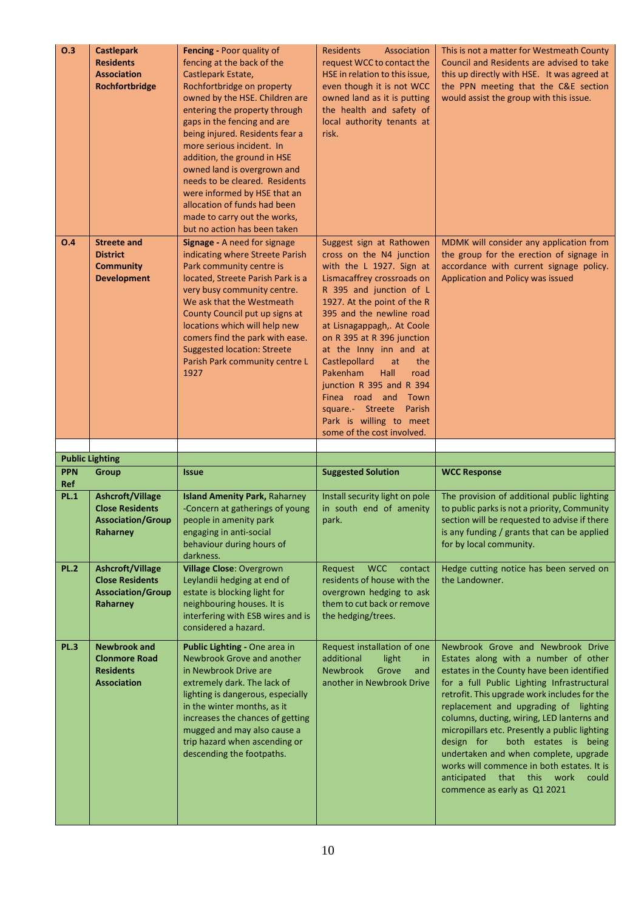| | | | | |
|---|---|---|---|---|
| **O.3** | **Castlepark Residents Association Rochfortbridge** | **Fencing -** Poor quality of fencing at the back of the Castlepark Estate, Rochfortbridge on property owned by the HSE. Children are entering the property through gaps in the fencing and are being injured. Residents fear a more serious incident. In addition, the ground in HSE owned land is overgrown and needs to be cleared. Residents were informed by HSE that an allocation of funds had been made to carry out the works, but no action has been taken | Residents Association request WCC to contact the HSE in relation to this issue, even though it is not WCC owned land as it is putting the health and safety of local authority tenants at risk. | This is not a matter for Westmeath County Council and Residents are advised to take this up directly with HSE. It was agreed at the PPN meeting that the C&E section would assist the group with this issue. |
| **O.4** | **Streete and District Community Development** | **Signage -** A need for signage indicating where Streete Parish Park community centre is located, Streete Parish Park is a very busy community centre. We ask that the Westmeath County Council put up signs at locations which will help new comers find the park with ease. Suggested location: Streete Parish Park community centre L 1927 | Suggest sign at Rathowen cross on the N4 junction with the L 1927. Sign at Lismacaffrey crossroads on R 395 and junction of L 1927. At the point of the R 395 and the newline road at Lisnagappagh,. At Coole on R 395 at R 396 junction at the Inny inn and at Castlepollard at the Pakenham Hall road junction R 395 and R 394 Finea road and Town square.- Streete Parish Park is willing to meet some of the cost involved. | MDMK will consider any application from the group for the erection of signage in accordance with current signage policy. Application and Policy was issued |
| | | | | |
| **Public Lighting** | | | | |
| **PPN Ref** | **Group** | **Issue** | **Suggested Solution** | **WCC Response** |
| **PL.1** | **Ashcroft/Village Close Residents Association/Group Raharney** | **Island Amenity Park,** Raharney -Concern at gatherings of young people in amenity park engaging in anti-social behaviour during hours of darkness. | Install security light on pole in south end of amenity park. | The provision of additional public lighting to public parks is not a priority, Community section will be requested to advise if there is any funding / grants that can be applied for by local community. |
| **PL.2** | **Ashcroft/Village Close Residents Association/Group Raharney** | **Village Close**: Overgrown Leylandii hedging at end of estate is blocking light for neighbouring houses. It is interfering with ESB wires and is considered a hazard. | Request WCC contact residents of house with the overgrown hedging to ask them to cut back or remove the hedging/trees. | Hedge cutting notice has been served on the Landowner. |
| **PL.3** | **Newbrook and Clonmore Road Residents Association** | **Public Lighting -** One area in Newbrook Grove and another in Newbrook Drive are extremely dark. The lack of lighting is dangerous, especially in the winter months, as it increases the chances of getting mugged and may also cause a trip hazard when ascending or descending the footpaths. | Request installation of one additional light in Newbrook Grove and another in Newbrook Drive | Newbrook Grove and Newbrook Drive Estates along with a number of other estates in the County have been identified for a full Public Lighting Infrastructural retrofit. This upgrade work includes for the replacement and upgrading of lighting columns, ducting, wiring, LED lanterns and micropillars etc. Presently a public lighting design for both estates is being undertaken and when complete, upgrade works will commence in both estates. It is anticipated that this work could commence as early as Q1 2021 |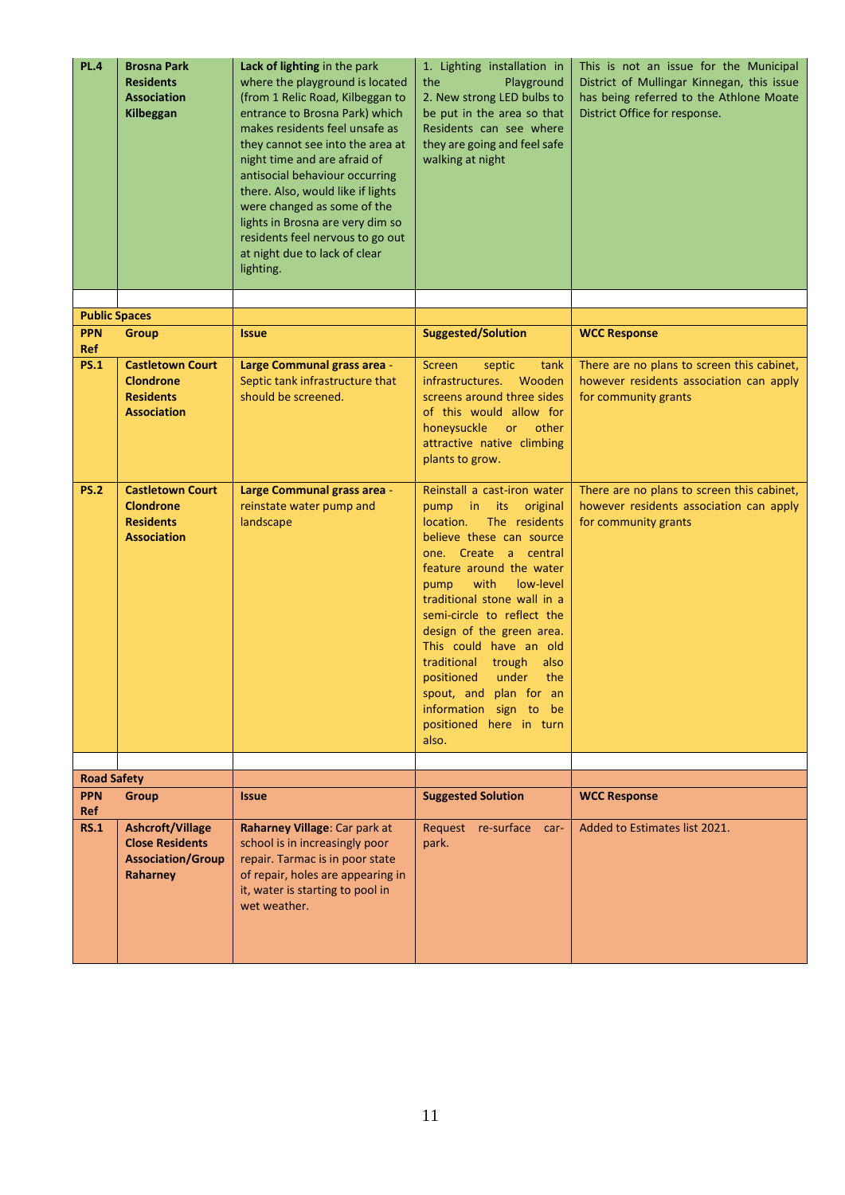| **PL.4** | **Brosna Park Residents Association Kilbeggan** | **Lack of lighting** in the park where the playground is located (from 1 Relic Road, Kilbeggan to entrance to Brosna Park) which makes residents feel unsafe as they cannot see into the area at night time and are afraid of antisocial behaviour occurring there. Also, would like if lights were changed as some of the lights in Brosna are very dim so residents feel nervous to go out at night due to lack of clear lighting. | 1. Lighting installation in the Playground 2. New strong LED bulbs to be put in the area so that Residents can see where they are going and feel safe walking at night | This is not an issue for the Municipal District of Mullingar Kinnegan, this issue has being referred to the Athlone Moate District Office for response. |
|---|---|---|---|---|

| **Public Spaces** | | | | |
|---|---|---|---|---|
| **PPN Ref** | **Group** | **Issue** | **Suggested/Solution** | **WCC Response** |
| **PS.1** | **Castletown Court Clondrone Residents Association** | **Large Communal grass area** - Septic tank infrastructure that should be screened. | Screen septic tank infrastructures. Wooden screens around three sides of this would allow for honeysuckle or other attractive native climbing plants to grow. | There are no plans to screen this cabinet, however residents association can apply for community grants |
| **PS.2** | **Castletown Court Clondrone Residents Association** | **Large Communal grass area** - reinstate water pump and landscape | Reinstall a cast-iron water pump in its original location. The residents believe these can source one. Create a central feature around the water pump with low-level traditional stone wall in a semi-circle to reflect the design of the green area. This could have an old traditional trough also positioned under the spout, and plan for an information sign to be positioned here in turn also. | There are no plans to screen this cabinet, however residents association can apply for community grants |

| **Road Safety** | | | | |
|---|---|---|---|---|
| **PPN Ref** | **Group** | **Issue** | **Suggested Solution** | **WCC Response** |
| **RS.1** | **Ashcroft/Village Close Residents Association/Group Raharney** | **Raharney Village**: Car park at school is in increasingly poor repair. Tarmac is in poor state of repair, holes are appearing in it, water is starting to pool in wet weather. | Request re-surface car-park. | Added to Estimates list 2021. |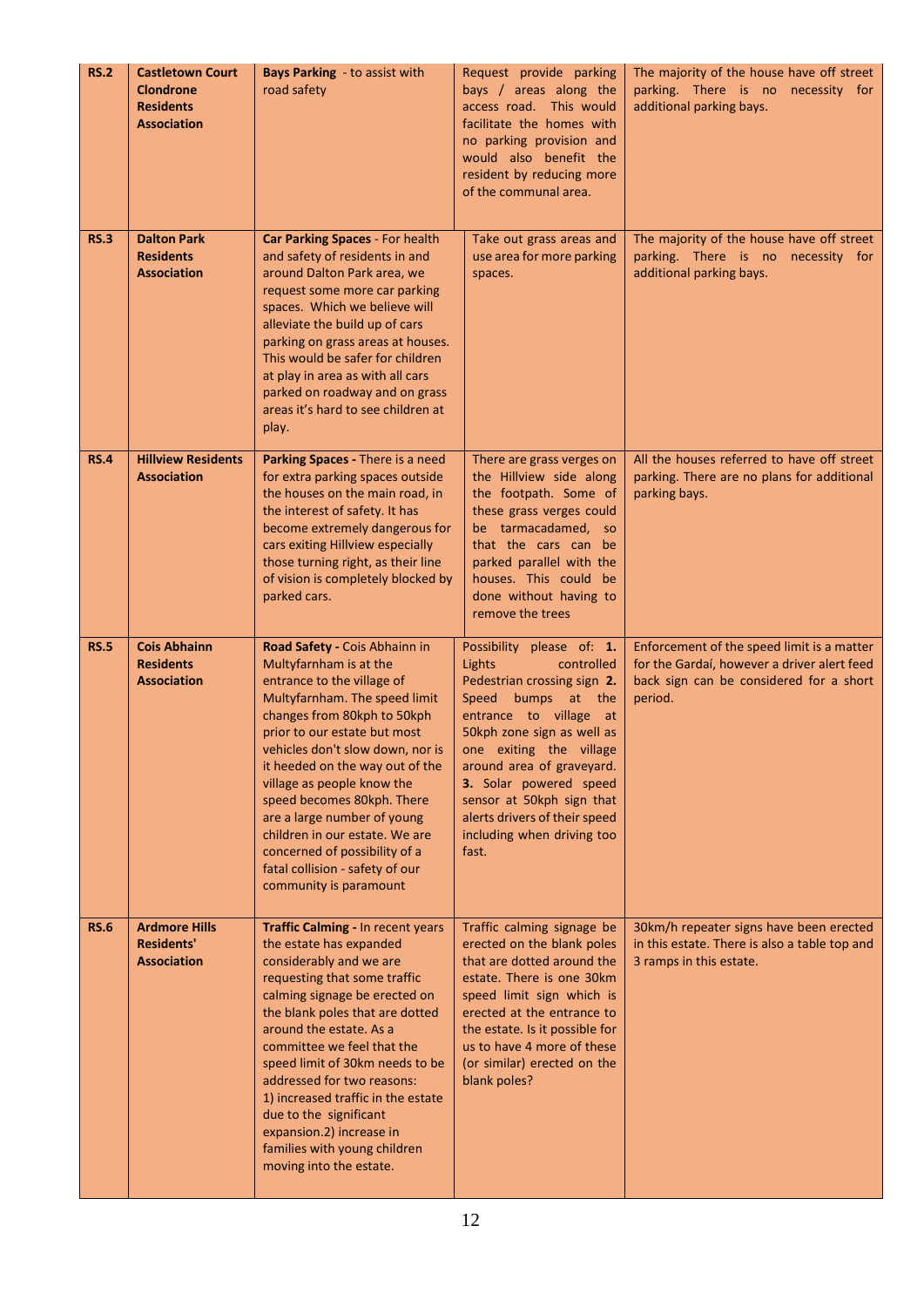| RS.2 | Castletown Court Clondrone Residents Association | **Bays Parking** - to assist with road safety | Request provide parking bays / areas along the access road. This would facilitate the homes with no parking provision and would also benefit the resident by reducing more of the communal area. | The majority of the house have off street parking. There is no necessity for additional parking bays. |
|---|---|---|---|---|
| **RS.3** | **Dalton Park Residents Association** | **Car Parking Spaces** - For health and safety of residents in and around Dalton Park area, we request some more car parking spaces. Which we believe will alleviate the build up of cars parking on grass areas at houses. This would be safer for children at play in area as with all cars parked on roadway and on grass areas it's hard to see children at play. | Take out grass areas and use area for more parking spaces. | The majority of the house have off street parking. There is no necessity for additional parking bays. |
| **RS.4** | **Hillview Residents Association** | **Parking Spaces -** There is a need for extra parking spaces outside the houses on the main road, in the interest of safety. It has become extremely dangerous for cars exiting Hillview especially those turning right, as their line of vision is completely blocked by parked cars. | There are grass verges on the Hillview side along the footpath. Some of these grass verges could be tarmacadamed, so that the cars can be parked parallel with the houses. This could be done without having to remove the trees | All the houses referred to have off street parking. There are no plans for additional parking bays. |
| **RS.5** | **Cois Abhainn Residents Association** | **Road Safety -** Cois Abhainn in Multyfarnham is at the entrance to the village of Multyfarnham. The speed limit changes from 80kph to 50kph prior to our estate but most vehicles don't slow down, nor is it heeded on the way out of the village as people know the speed becomes 80kph. There are a large number of young children in our estate. We are concerned of possibility of a fatal collision - safety of our community is paramount | Possibility please of: **1.** Lights controlled Pedestrian crossing sign **2.** Speed bumps at the entrance to village at 50kph zone sign as well as one exiting the village around area of graveyard. **3.** Solar powered speed sensor at 50kph sign that alerts drivers of their speed including when driving too fast. | Enforcement of the speed limit is a matter for the Gardaí, however a driver alert feed back sign can be considered for a short period. |
| **RS.6** | **Ardmore Hills Residents' Association** | **Traffic Calming -** In recent years the estate has expanded considerably and we are requesting that some traffic calming signage be erected on the blank poles that are dotted around the estate. As a committee we feel that the speed limit of 30km needs to be addressed for two reasons: 1) increased traffic in the estate due to the significant expansion.2) increase in families with young children moving into the estate. | Traffic calming signage be erected on the blank poles that are dotted around the estate. There is one 30km speed limit sign which is erected at the entrance to the estate. Is it possible for us to have 4 more of these (or similar) erected on the blank poles? | 30km/h repeater signs have been erected in this estate. There is also a table top and 3 ramps in this estate. |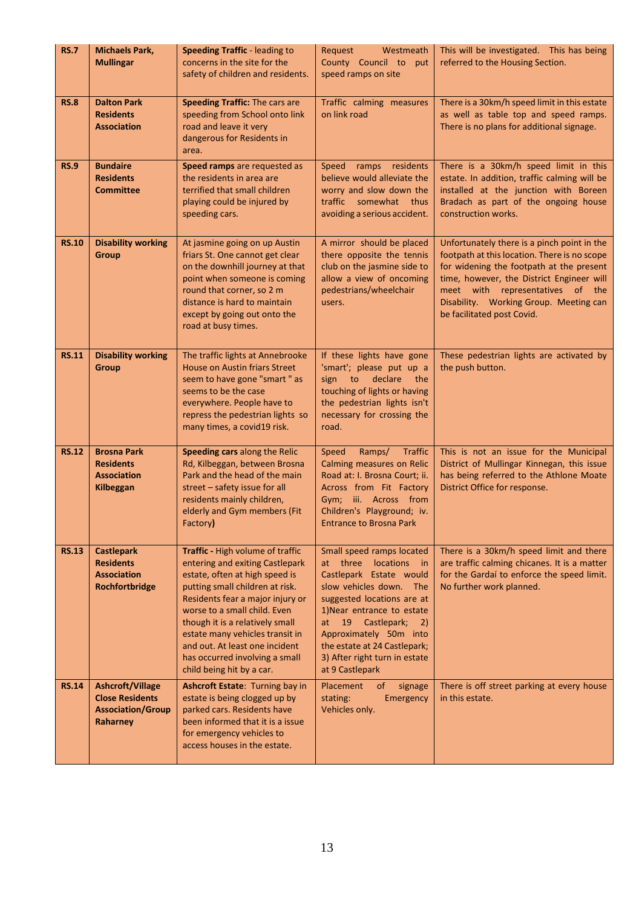| RS.7 | Michaels Park, Mullingar | **Speeding Traffic** - leading to concerns in the site for the safety of children and residents. | Request Westmeath County Council to put speed ramps on site | This will be investigated. This has being referred to the Housing Section. |
|---|---|---|---|---|
| **RS.8** | **Dalton Park Residents Association** | **Speeding Traffic:** The cars are speeding from School onto link road and leave it very dangerous for Residents in area. | Traffic calming measures on link road | There is a 30km/h speed limit in this estate as well as table top and speed ramps. There is no plans for additional signage. |
| **RS.9** | **Bundaire Residents Committee** | **Speed ramps** are requested as the residents in area are terrified that small children playing could be injured by speeding cars. | Speed ramps residents believe would alleviate the worry and slow down the traffic somewhat thus avoiding a serious accident. | There is a 30km/h speed limit in this estate. In addition, traffic calming will be installed at the junction with Boreen Bradach as part of the ongoing house construction works. |
| **RS.10** | **Disability working Group** | At jasmine going on up Austin friars St. One cannot get clear on the downhill journey at that point when someone is coming round that corner, so 2 m distance is hard to maintain except by going out onto the road at busy times. | A mirror should be placed there opposite the tennis club on the jasmine side to allow a view of oncoming pedestrians/wheelchair users. | Unfortunately there is a pinch point in the footpath at this location. There is no scope for widening the footpath at the present time, however, the District Engineer will meet with representatives of the Disability. Working Group. Meeting can be facilitated post Covid. |
| **RS.11** | **Disability working Group** | The traffic lights at Annebrooke House on Austin friars Street seem to have gone "smart " as seems to be the case everywhere. People have to repress the pedestrian lights so many times, a covid19 risk. | If these lights have gone 'smart'; please put up a sign to declare the touching of lights or having the pedestrian lights isn't necessary for crossing the road. | These pedestrian lights are activated by the push button. |
| **RS.12** | **Brosna Park Residents Association Kilbeggan** | **Speeding cars** along the Relic Rd, Kilbeggan, between Brosna Park and the head of the main street – safety issue for all residents mainly children, elderly and Gym members (Fit Factory**)** | Speed Ramps/ Traffic Calming measures on Relic Road at: I. Brosna Court; ii. Across from Fit Factory Gym; iii. Across from Children's Playground; iv. Entrance to Brosna Park | This is not an issue for the Municipal District of Mullingar Kinnegan, this issue has being referred to the Athlone Moate District Office for response. |
| **RS.13** | **Castlepark Residents Association Rochfortbridge** | **Traffic -** High volume of traffic entering and exiting Castlepark estate, often at high speed is putting small children at risk. Residents fear a major injury or worse to a small child. Even though it is a relatively small estate many vehicles transit in and out. At least one incident has occurred involving a small child being hit by a car. | Small speed ramps located at three locations in Castlepark Estate would slow vehicles down. The suggested locations are at 1)Near entrance to estate at 19 Castlepark; 2) Approximately 50m into the estate at 24 Castlepark; 3) After right turn in estate at 9 Castlepark | There is a 30km/h speed limit and there are traffic calming chicanes. It is a matter for the Gardaí to enforce the speed limit. No further work planned. |
| **RS.14** | **Ashcroft/Village Close Residents Association/Group Raharney** | **Ashcroft Estate**: Turning bay in estate is being clogged up by parked cars. Residents have been informed that it is a issue for emergency vehicles to access houses in the estate. | Placement of signage stating: Emergency Vehicles only. | There is off street parking at every house in this estate. |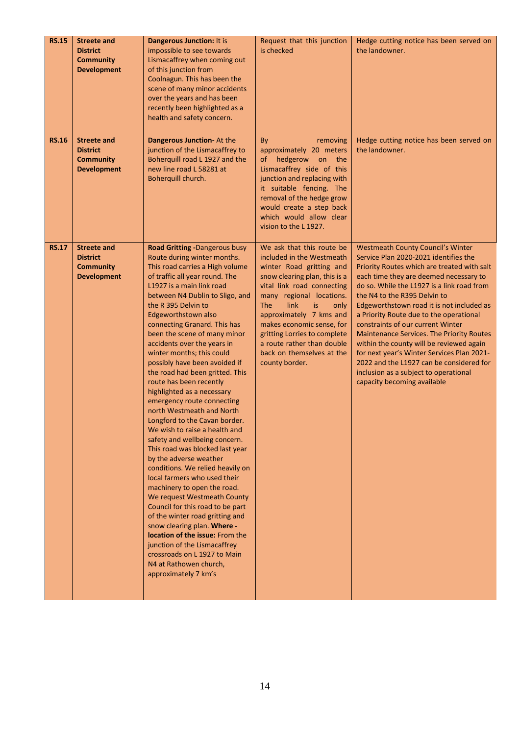| | | | | |
|---|---|---|---|---|
| **RS.15** | **Streete and District Community Development** | **Dangerous Junction:** It is impossible to see towards Lismacaffrey when coming out of this junction from Coolnagun. This has been the scene of many minor accidents over the years and has been recently been highlighted as a health and safety concern. | Request that this junction is checked | Hedge cutting notice has been served on the landowner. |
| **RS.16** | **Streete and District Community Development** | **Dangerous Junction-** At the junction of the Lismacaffrey to Boherquill road L 1927 and the new line road L 58281 at Boherquill church. | By removing approximately 20 meters of hedgerow on the Lismacaffrey side of this junction and replacing with it suitable fencing. The removal of the hedge grow would create a step back which would allow clear vision to the L 1927. | Hedge cutting notice has been served on the landowner. |
| **RS.17** | **Streete and District Community Development** | **Road Gritting -**Dangerous busy Route during winter months. This road carries a High volume of traffic all year round. The L1927 is a main link road between N4 Dublin to Sligo, and the R 395 Delvin to Edgeworthstown also connecting Granard. This has been the scene of many minor accidents over the years in winter months; this could possibly have been avoided if the road had been gritted. This route has been recently highlighted as a necessary emergency route connecting north Westmeath and North Longford to the Cavan border. We wish to raise a health and safety and wellbeing concern. This road was blocked last year by the adverse weather conditions. We relied heavily on local farmers who used their machinery to open the road. We request Westmeath County Council for this road to be part of the winter road gritting and snow clearing plan. **Where - location of the issue:** From the junction of the Lismacaffrey crossroads on L 1927 to Main N4 at Rathowen church, approximately 7 km's | We ask that this route be included in the Westmeath winter Road gritting and snow clearing plan, this is a vital link road connecting many regional locations. The link is only approximately 7 kms and makes economic sense, for gritting Lorries to complete a route rather than double back on themselves at the county border. | Westmeath County Council's Winter Service Plan 2020-2021 identifies the Priority Routes which are treated with salt each time they are deemed necessary to do so. While the L1927 is a link road from the N4 to the R395 Delvin to Edgeworthstown road it is not included as a Priority Route due to the operational constraints of our current Winter Maintenance Services. The Priority Routes within the county will be reviewed again for next year's Winter Services Plan 2021-2022 and the L1927 can be considered for inclusion as a subject to operational capacity becoming available |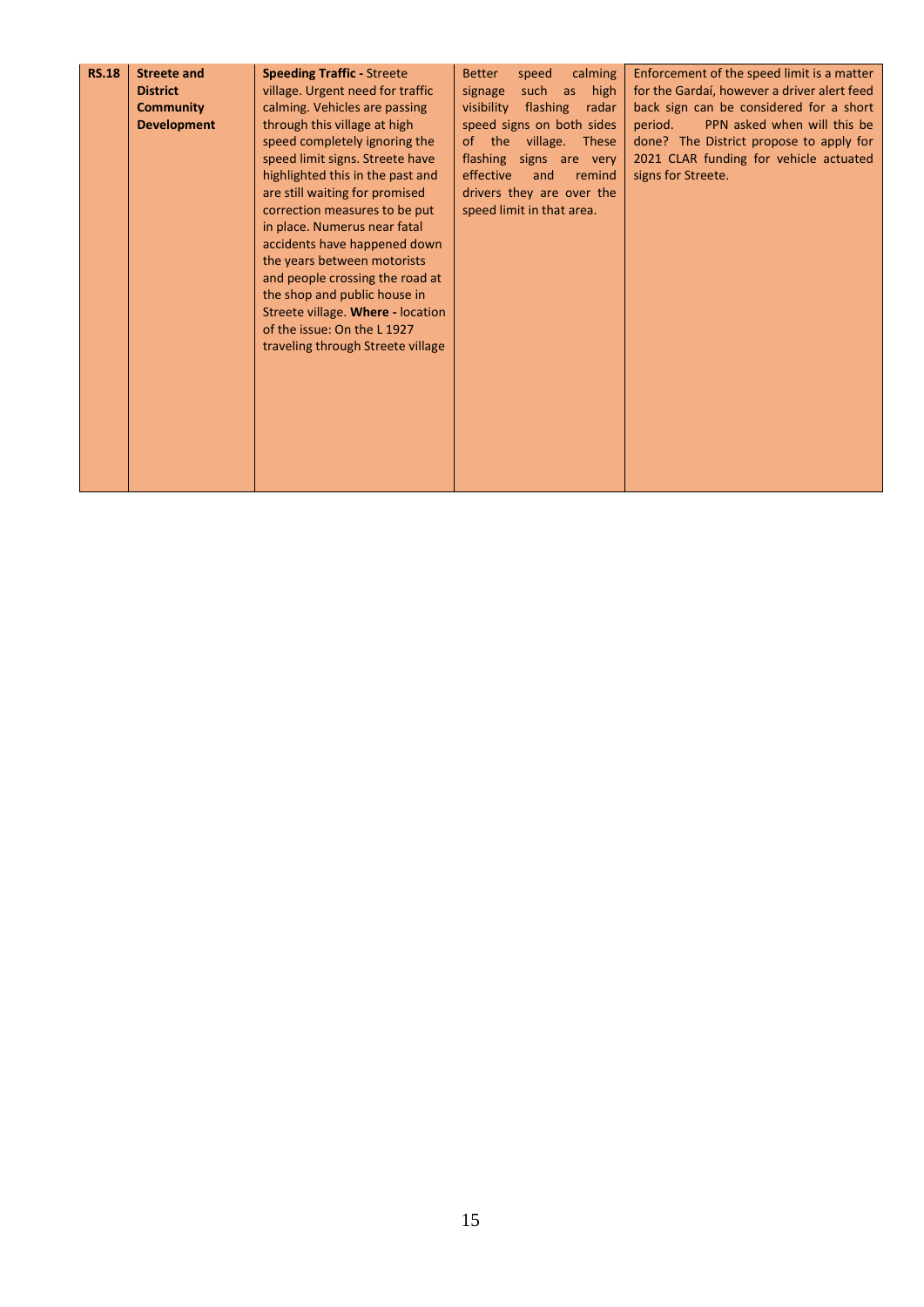| | | | | |
|---|---|---|---|---|
| **RS.18** | **Streete and District Community Development** | **Speeding Traffic -** Streete village. Urgent need for traffic calming. Vehicles are passing through this village at high speed completely ignoring the speed limit signs. Streete have highlighted this in the past and are still waiting for promised correction measures to be put in place. Numerus near fatal accidents have happened down the years between motorists and people crossing the road at the shop and public house in Streete village. **Where -** location of the issue: On the L 1927 traveling through Streete village | Better speed calming signage such as high visibility flashing radar speed signs on both sides of the village. These flashing signs are very effective and remind drivers they are over the speed limit in that area. | Enforcement of the speed limit is a matter for the Gardaí, however a driver alert feed back sign can be considered for a short period. PPN asked when will this be done? The District propose to apply for 2021 CLAR funding for vehicle actuated signs for Streete. |